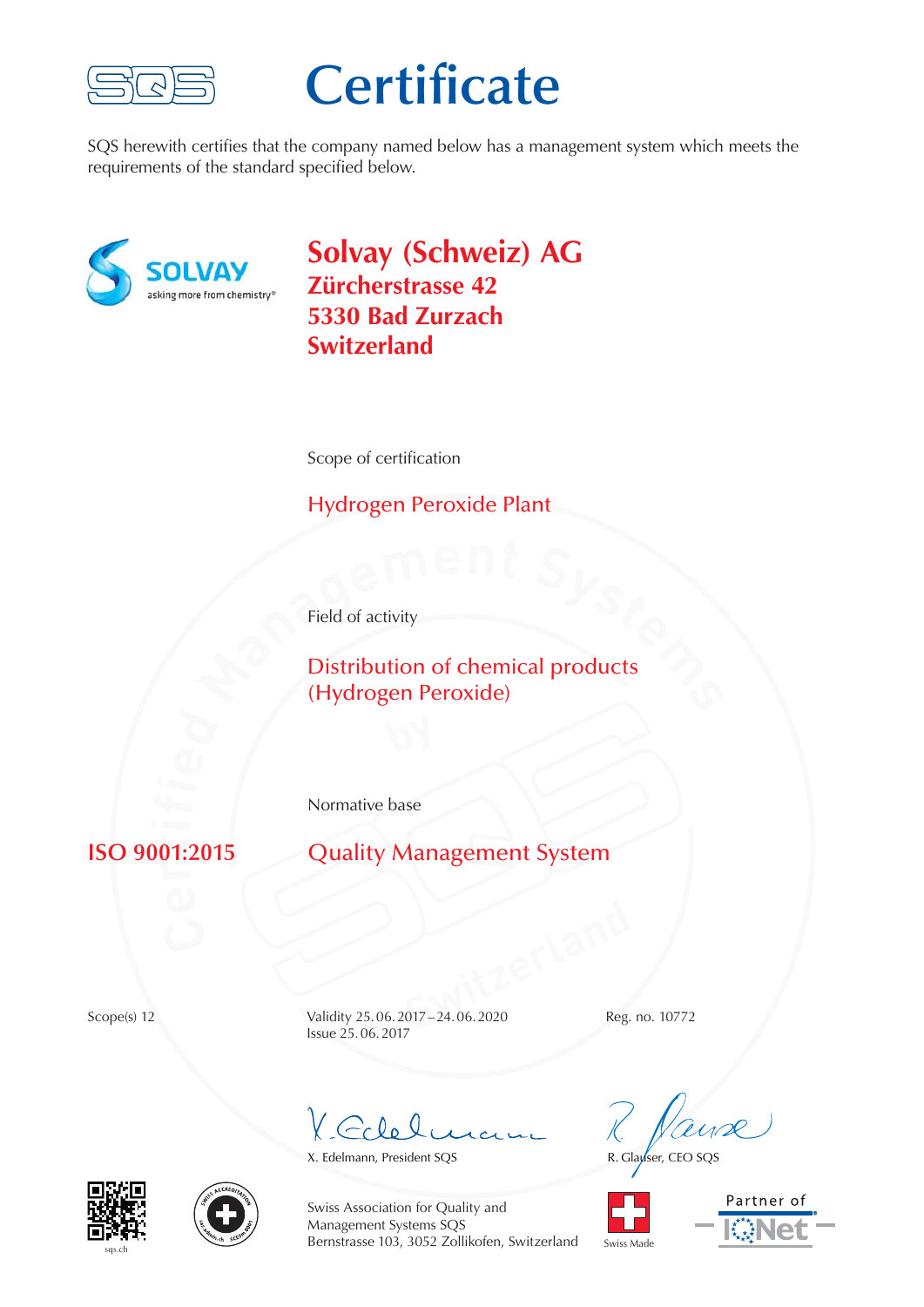# Certificate

SQS herewith certifies that the company named below has a management system which meets the requirements of the standard specified below.

**Solvay (Schweiz) AG**
**Zürcherstrasse 42**
**5330 Bad Zurzach**
**Switzerland**

Scope of certification

Hydrogen Peroxide Plant

Field of activity

Distribution of chemical products (Hydrogen Peroxide)

Normative base

**ISO 9001:2015** Quality Management System

Scope(s) 12

Validity 25. 06. 2017 – 24. 06. 2020
Issue 25. 06. 2017

Reg. no. 10772

X. Edelmann, President SQS

R. Glauser, CEO SQS

Swiss Association for Quality and Management Systems SQS
Bernstrasse 103, 3052 Zollikofen, Switzerland

Swiss Made

Partner of IQNet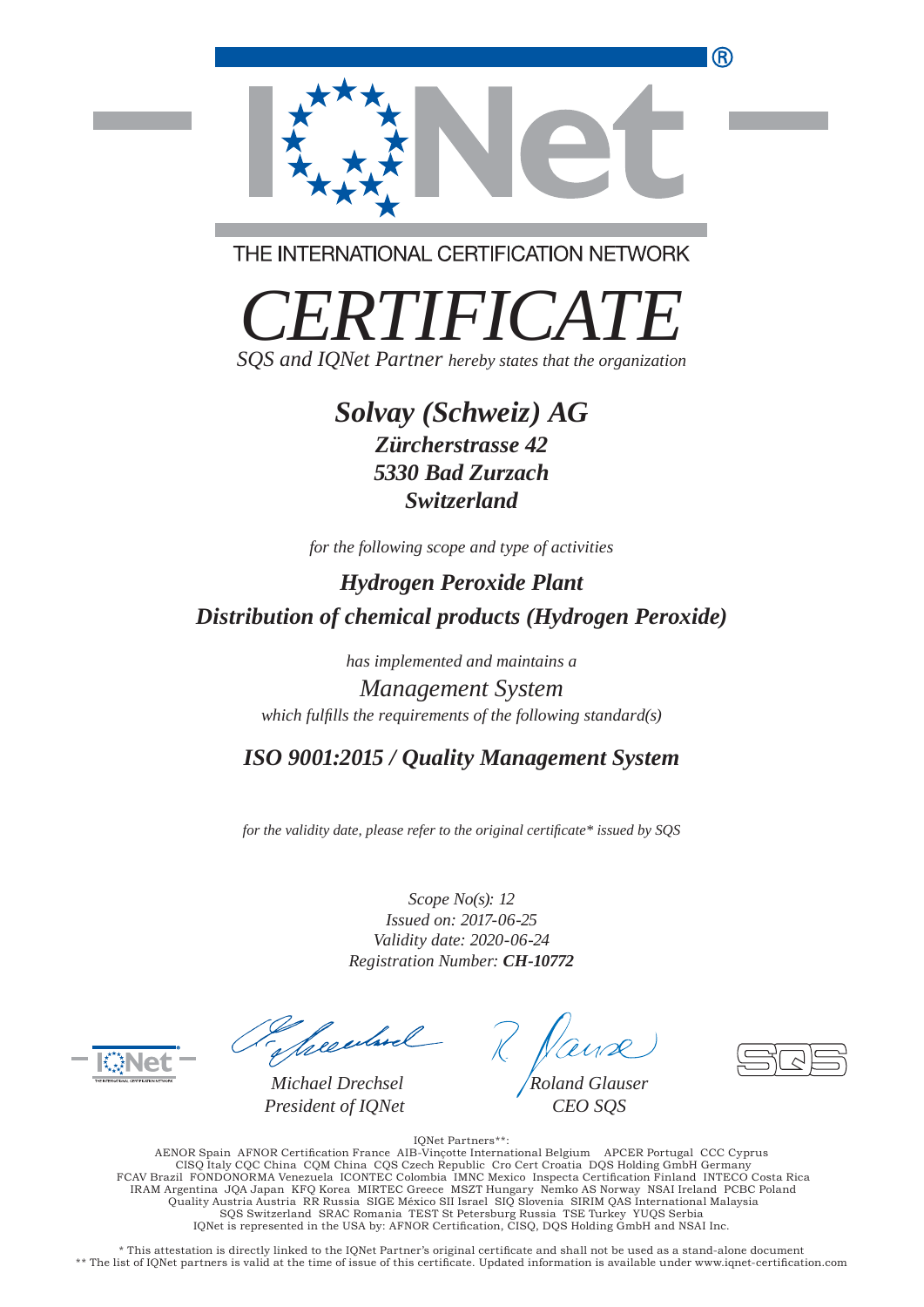THE INTERNATIONAL CERTIFICATION NETWORK

# *CERTIFICATE*

*SQS and IQNet Partner hereby states that the organization*

## ***Solvay (Schweiz) AG***

***Zürcherstrasse 42***
***5330 Bad Zurzach***
***Switzerland***

*for the following scope and type of activities*

***Hydrogen Peroxide Plant***
***Distribution of chemical products (Hydrogen Peroxide)***

*has implemented and maintains a*
*Management System*
*which fulfills the requirements of the following standard(s)*

***ISO 9001:2015 / Quality Management System***

*for the validity date, please refer to the original certificate\* issued by SQS*

*Scope No(s): 12*
*Issued on: 2017-06-25*
*Validity date: 2020-06-24*
*Registration Number:* ***CH-10772***

*Michael Drechsel*
*President of IQNet*

*Roland Glauser*
*CEO SQS*

IQNet Partners**:
AENOR Spain AFNOR Certification France AIB-Vinçotte International Belgium APCER Portugal CCC Cyprus
CISQ Italy CQC China CQM China CQS Czech Republic Cro Cert Croatia DQS Holding GmbH Germany
FCAV Brazil FONDONORMA Venezuela ICONTEC Colombia IMNC Mexico Inspecta Certification Finland INTECO Costa Rica
IRAM Argentina JQA Japan KFQ Korea MIRTEC Greece MSZT Hungary Nemko AS Norway NSAI Ireland PCBC Poland
Quality Austria Austria RR Russia SIGE México SII Israel SIQ Slovenia SIRIM QAS International Malaysia
SQS Switzerland SRAC Romania TEST St Petersburg Russia TSE Turkey YUQS Serbia
IQNet is represented in the USA by: AFNOR Certification, CISQ, DQS Holding GmbH and NSAI Inc.

\* This attestation is directly linked to the IQNet Partner's original certificate and shall not be used as a stand-alone document
\*\* The list of IQNet partners is valid at the time of issue of this certificate. Updated information is available under www.iqnet-certification.com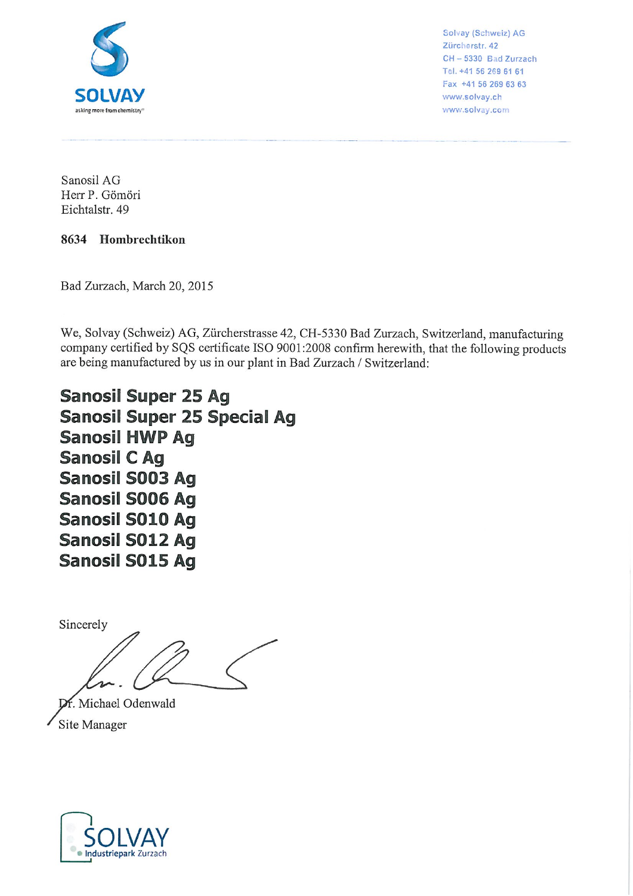SOLVAY

asking more from chemistry®

Solvay (Schweiz) AG
Zürcherstr. 42
CH – 5330 Bad Zurzach
Tel. +41 56 269 61 61
Fax +41 56 269 63 63
www.solvay.ch
www.solvay.com

Sanosil AG
Herr P. Gömöri
Eichtalstr. 49

**8634 Hombrechtikon**

Bad Zurzach, March 20, 2015

We, Solvay (Schweiz) AG, Zürcherstrasse 42, CH-5330 Bad Zurzach, Switzerland, manufacturing company certified by SQS certificate ISO 9001:2008 confirm herewith, that the following products are being manufactured by us in our plant in Bad Zurzach / Switzerland:

**Sanosil Super 25 Ag**
**Sanosil Super 25 Special Ag**
**Sanosil HWP Ag**
**Sanosil C Ag**
**Sanosil S003 Ag**
**Sanosil S006 Ag**
**Sanosil S010 Ag**
**Sanosil S012 Ag**
**Sanosil S015 Ag**

Sincerely

Dr. Michael Odenwald
Site Manager

SOLVAY
Industriepark Zurzach